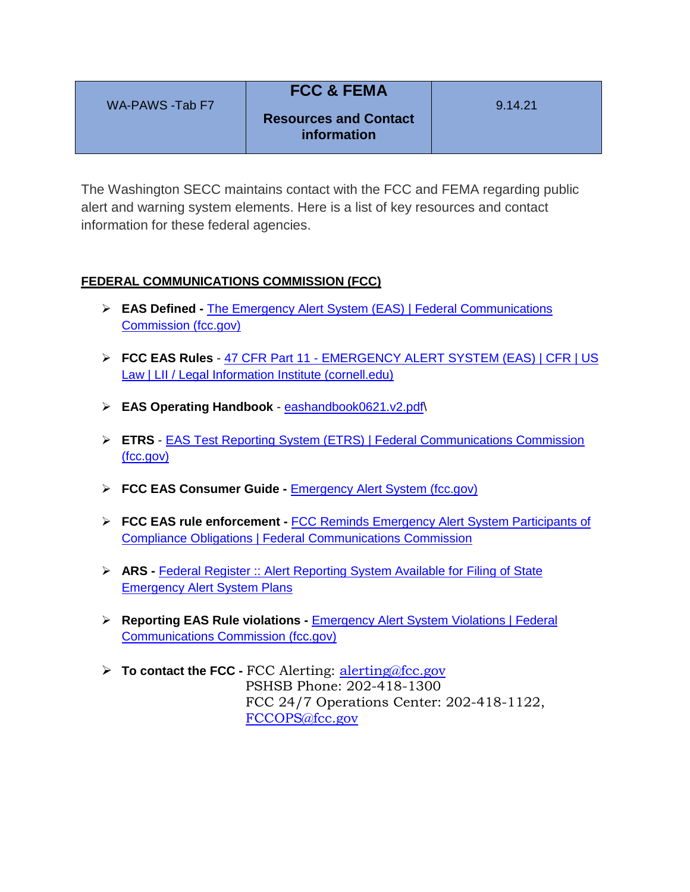| WA-PAWS -Tab F7 | **FCC & FEMA**<br><br>**Resources and Contact information** | 9.14.21 |
|---|---|---|

The Washington SECC maintains contact with the FCC and FEMA regarding public alert and warning system elements. Here is a list of key resources and contact information for these federal agencies.

## FEDERAL COMMUNICATIONS COMMISSION (FCC)

- **EAS Defined -** The Emergency Alert System (EAS) | Federal Communications Commission (fcc.gov)
- **FCC EAS Rules** - 47 CFR Part 11 - EMERGENCY ALERT SYSTEM (EAS) | CFR | US Law | LII / Legal Information Institute (cornell.edu)
- **EAS Operating Handbook** - eashandbook0621.v2.pdf\
- **ETRS** - EAS Test Reporting System (ETRS) | Federal Communications Commission (fcc.gov)
- **FCC EAS Consumer Guide -** Emergency Alert System (fcc.gov)
- **FCC EAS rule enforcement -** FCC Reminds Emergency Alert System Participants of Compliance Obligations | Federal Communications Commission
- **ARS -** Federal Register :: Alert Reporting System Available for Filing of State Emergency Alert System Plans
- **Reporting EAS Rule violations -** Emergency Alert System Violations | Federal Communications Commission (fcc.gov)
- **To contact the FCC -** FCC Alerting: alerting@fcc.gov
  PSHSB Phone: 202-418-1300
  FCC 24/7 Operations Center: 202-418-1122, FCCOPS@fcc.gov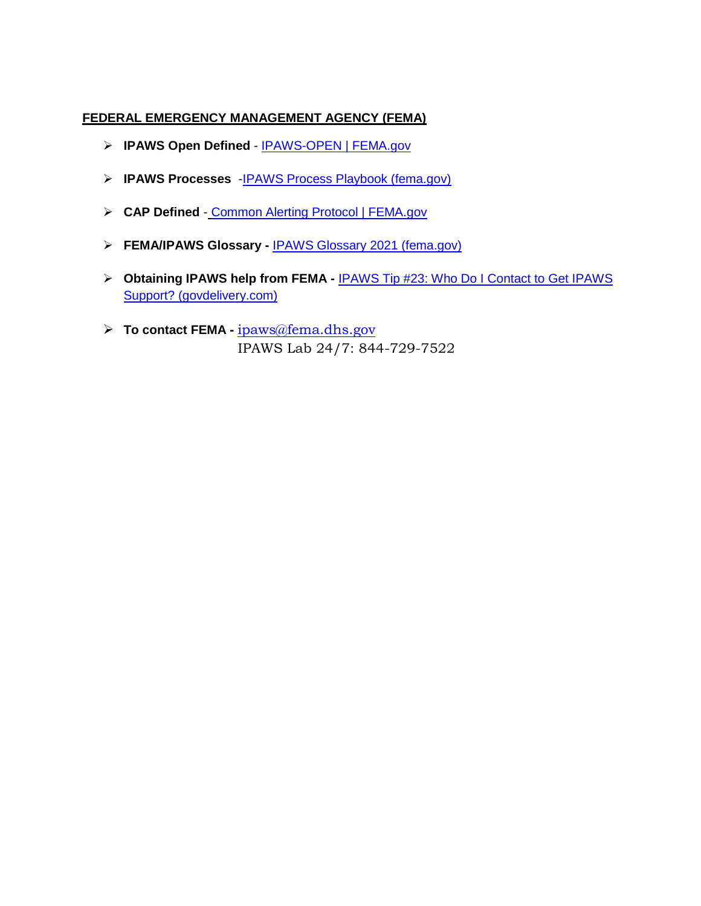**FEDERAL EMERGENCY MANAGEMENT AGENCY (FEMA)**

- **IPAWS Open Defined** - IPAWS-OPEN | FEMA.gov
- **IPAWS Processes** -IPAWS Process Playbook (fema.gov)
- **CAP Defined** - Common Alerting Protocol | FEMA.gov
- **FEMA/IPAWS Glossary -** IPAWS Glossary 2021 (fema.gov)
- **Obtaining IPAWS help from FEMA -** IPAWS Tip #23: Who Do I Contact to Get IPAWS Support? (govdelivery.com)
- **To contact FEMA -** ipaws@fema.dhs.gov
  IPAWS Lab 24/7: 844-729-7522